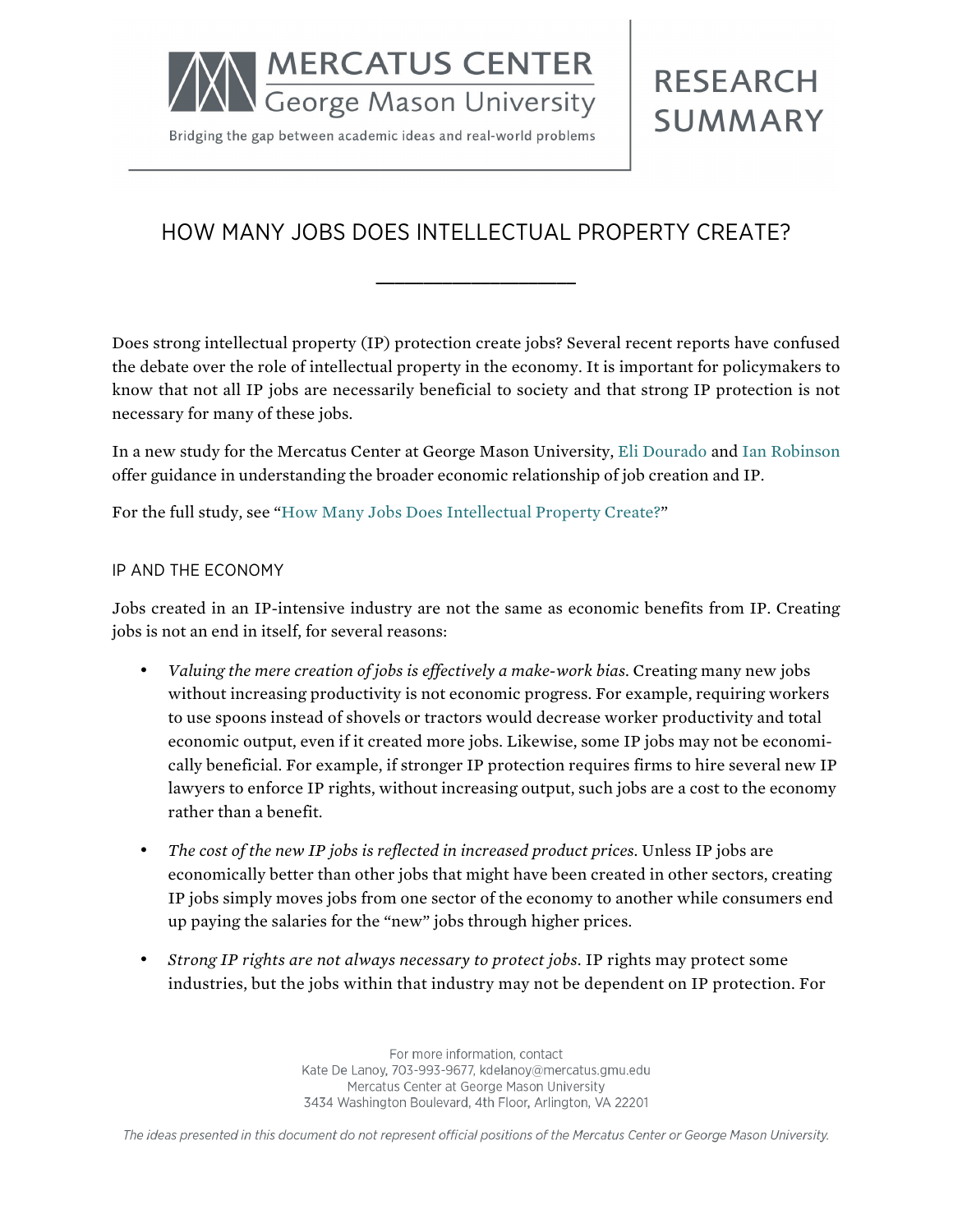MERCATUS CENTER
George Mason University

Bridging the gap between academic ideas and real-world problems

RESEARCH SUMMARY

# HOW MANY JOBS DOES INTELLECTUAL PROPERTY CREATE?

---

Does strong intellectual property (IP) protection create jobs? Several recent reports have confused the debate over the role of intellectual property in the economy. It is important for policymakers to know that not all IP jobs are necessarily beneficial to society and that strong IP protection is not necessary for many of these jobs.

In a new study for the Mercatus Center at George Mason University, Eli Dourado and Ian Robinson offer guidance in understanding the broader economic relationship of job creation and IP.

For the full study, see "How Many Jobs Does Intellectual Property Create?"

## IP AND THE ECONOMY

Jobs created in an IP-intensive industry are not the same as economic benefits from IP. Creating jobs is not an end in itself, for several reasons:

- *Valuing the mere creation of jobs is effectively a make-work bias.* Creating many new jobs without increasing productivity is not economic progress. For example, requiring workers to use spoons instead of shovels or tractors would decrease worker productivity and total economic output, even if it created more jobs. Likewise, some IP jobs may not be economically beneficial. For example, if stronger IP protection requires firms to hire several new IP lawyers to enforce IP rights, without increasing output, such jobs are a cost to the economy rather than a benefit.

- *The cost of the new IP jobs is reflected in increased product prices.* Unless IP jobs are economically better than other jobs that might have been created in other sectors, creating IP jobs simply moves jobs from one sector of the economy to another while consumers end up paying the salaries for the "new" jobs through higher prices.

- *Strong IP rights are not always necessary to protect jobs.* IP rights may protect some industries, but the jobs within that industry may not be dependent on IP protection. For

For more information, contact
Kate De Lanoy, 703-993-9677, kdelanoy@mercatus.gmu.edu
Mercatus Center at George Mason University
3434 Washington Boulevard, 4th Floor, Arlington, VA 22201

*The ideas presented in this document do not represent official positions of the Mercatus Center or George Mason University.*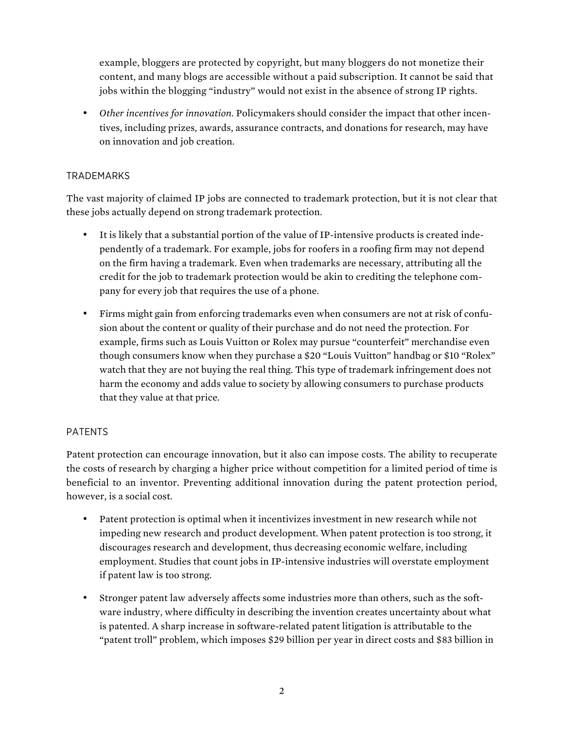example, bloggers are protected by copyright, but many bloggers do not monetize their content, and many blogs are accessible without a paid subscription. It cannot be said that jobs within the blogging "industry" would not exist in the absence of strong IP rights.

- *Other incentives for innovation.* Policymakers should consider the impact that other incentives, including prizes, awards, assurance contracts, and donations for research, may have on innovation and job creation.

## TRADEMARKS

The vast majority of claimed IP jobs are connected to trademark protection, but it is not clear that these jobs actually depend on strong trademark protection.

- It is likely that a substantial portion of the value of IP-intensive products is created independently of a trademark. For example, jobs for roofers in a roofing firm may not depend on the firm having a trademark. Even when trademarks are necessary, attributing all the credit for the job to trademark protection would be akin to crediting the telephone company for every job that requires the use of a phone.

- Firms might gain from enforcing trademarks even when consumers are not at risk of confusion about the content or quality of their purchase and do not need the protection. For example, firms such as Louis Vuitton or Rolex may pursue "counterfeit" merchandise even though consumers know when they purchase a $20 "Louis Vuitton" handbag or $10 "Rolex" watch that they are not buying the real thing. This type of trademark infringement does not harm the economy and adds value to society by allowing consumers to purchase products that they value at that price.

## PATENTS

Patent protection can encourage innovation, but it also can impose costs. The ability to recuperate the costs of research by charging a higher price without competition for a limited period of time is beneficial to an inventor. Preventing additional innovation during the patent protection period, however, is a social cost.

- Patent protection is optimal when it incentivizes investment in new research while not impeding new research and product development. When patent protection is too strong, it discourages research and development, thus decreasing economic welfare, including employment. Studies that count jobs in IP-intensive industries will overstate employment if patent law is too strong.

- Stronger patent law adversely affects some industries more than others, such as the software industry, where difficulty in describing the invention creates uncertainty about what is patented. A sharp increase in software-related patent litigation is attributable to the "patent troll" problem, which imposes $29 billion per year in direct costs and $83 billion in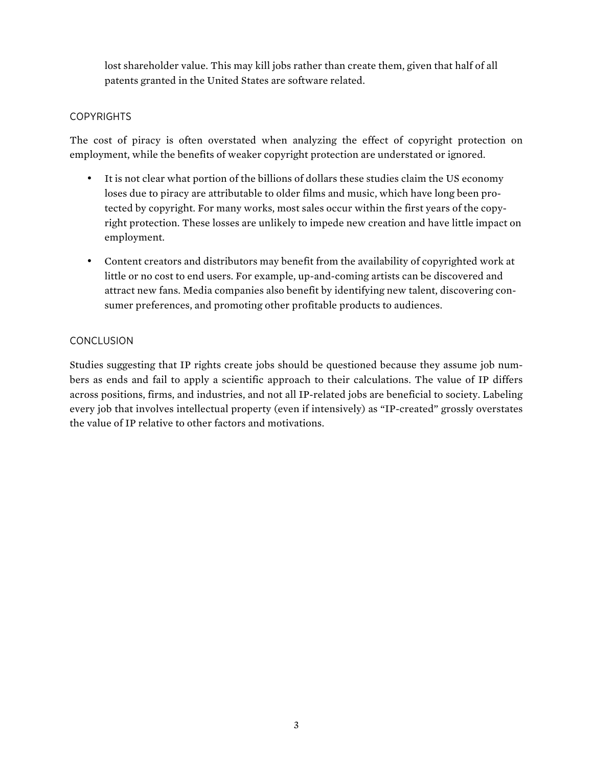lost shareholder value. This may kill jobs rather than create them, given that half of all patents granted in the United States are software related.

## COPYRIGHTS

The cost of piracy is often overstated when analyzing the effect of copyright protection on employment, while the benefits of weaker copyright protection are understated or ignored.

- It is not clear what portion of the billions of dollars these studies claim the US economy loses due to piracy are attributable to older films and music, which have long been protected by copyright. For many works, most sales occur within the first years of the copyright protection. These losses are unlikely to impede new creation and have little impact on employment.
- Content creators and distributors may benefit from the availability of copyrighted work at little or no cost to end users. For example, up-and-coming artists can be discovered and attract new fans. Media companies also benefit by identifying new talent, discovering consumer preferences, and promoting other profitable products to audiences.

## CONCLUSION

Studies suggesting that IP rights create jobs should be questioned because they assume job numbers as ends and fail to apply a scientific approach to their calculations. The value of IP differs across positions, firms, and industries, and not all IP-related jobs are beneficial to society. Labeling every job that involves intellectual property (even if intensively) as "IP-created" grossly overstates the value of IP relative to other factors and motivations.